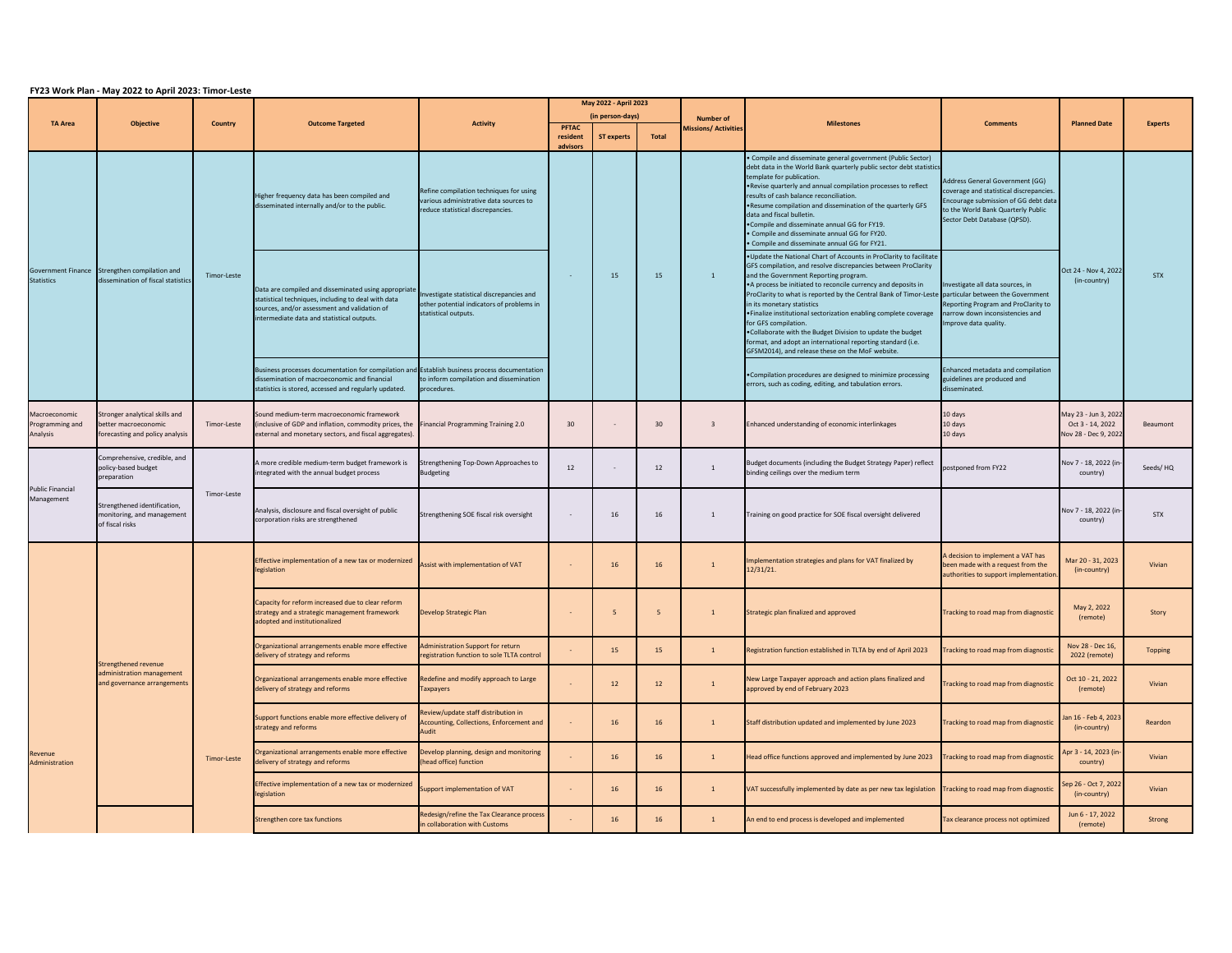**FY23 Work Plan - May 2022 to April 2023: Timor-Leste**

| TA Area | Objective | Country | Outcome Targeted | Activity | May 2022 - April 2023 (in person-days) PFTAC resident advisors | ST experts | Total | Number of Missions/ Activities | Milestones | Comments | Planned Date | Experts |
|---|---|---|---|---|---|---|---|---|---|---|---|---|
| Government Finance Statistics | Strengthen compilation and dissemination of fiscal statistics | Timor-Leste | Higher frequency data has been compiled and disseminated internally and/or to the public. | Refine compilation techniques for using various administrative data sources to reduce statistical discrepancies. | - | 15 | 15 | 1 | • Compile and disseminate general government (Public Sector) debt data in the World Bank quarterly public sector debt statistics template for publication.<br>•Revise quarterly and annual compilation processes to reflect results of cash balance reconciliation.<br>•Resume compilation and dissemination of the quarterly GFS data and fiscal bulletin.<br>•Compile and disseminate annual GG for FY19.<br>• Compile and disseminate annual GG for FY20.<br>• Compile and disseminate annual GG for FY21. | Address General Government (GG) coverage and statistical discrepancies. Encourage submission of GG debt data to the World Bank Quarterly Public Sector Debt Database (QPSD). | Oct 24 - Nov 4, 2022 (in-country) | STX |
| | | | Data are compiled and disseminated using appropriate statistical techniques, including to deal with data sources, and/or assessment and validation of intermediate data and statistical outputs. | Investigate statistical discrepancies and other potential indicators of problems in statistical outputs. | | | | | •Update the National Chart of Accounts in ProClarity to facilitate GFS compilation, and resolve discrepancies between ProClarity and the Government Reporting program.<br>•A process be initiated to reconcile currency and deposits in ProClarity to what is reported by the Central Bank of Timor-Leste in its monetary statistics<br>•Finalize institutional sectorization enabling complete coverage for GFS compilation.<br>•Collaborate with the Budget Division to update the budget format, and adopt an international reporting standard (i.e. GFSM2014), and release these on the MoF website. | Investigate all data sources, in particular between the Government Reporting Program and ProClarity to narrow down inconsistencies and improve data quality. | | |
| | | | Business processes documentation for compilation and dissemination of macroeconomic and financial statistics is stored, accessed and regularly updated. | Establish business process documentation to inform compilation and dissemination procedures. | | | | | •Compilation procedures are designed to minimize processing errors, such as coding, editing, and tabulation errors. | Enhanced metadata and compilation guidelines are produced and disseminated. | | |
| Macroeconomic Programming and Analysis | Stronger analytical skills and better macroeconomic forecasting and policy analysis | Timor-Leste | Sound medium-term macroeconomic framework (inclusive of GDP and inflation, commodity prices, the external and monetary sectors, and fiscal aggregates). | Financial Programming Training 2.0 | 30 | - | 30 | 3 | Enhanced understanding of economic interlinkages | 10 days<br>10 days<br>10 days | May 23 - Jun 3, 2022<br>Oct 3 - 14, 2022<br>Nov 28 - Dec 9, 2022 | Beaumont |
| Public Financial Management | Comprehensive, credible, and policy-based budget preparation | Timor-Leste | A more credible medium-term budget framework is integrated with the annual budget process | Strengthening Top-Down Approaches to Budgeting | 12 | - | 12 | 1 | Budget documents (including the Budget Strategy Paper) reflect binding ceilings over the medium term | postponed from FY22 | Nov 7 - 18, 2022 (in-country) | Seeds/ HQ |
| | Strengthened identification, monitoring, and management of fiscal risks | | Analysis, disclosure and fiscal oversight of public corporation risks are strengthened | Strengthening SOE fiscal risk oversight | - | 16 | 16 | 1 | Training on good practice for SOE fiscal oversight delivered | | Nov 7 - 18, 2022 (in-country) | STX |
| Revenue Administration | Strengthened revenue administration management and governance arrangements | Timor-Leste | Effective implementation of a new tax or modernized legislation | Assist with implementation of VAT | - | 16 | 16 | 1 | Implementation strategies and plans for VAT finalized by 12/31/21. | A decision to implement a VAT has been made with a request from the authorities to support implementation. | Mar 20 - 31, 2023 (in-country) | Vivian |
| | | | Capacity for reform increased due to clear reform strategy and a strategic management framework adopted and institutionalized | Develop Strategic Plan | - | 5 | 5 | 1 | Strategic plan finalized and approved | Tracking to road map from diagnostic | May 2, 2022 (remote) | Story |
| | | | Organizational arrangements enable more effective delivery of strategy and reforms | Administration Support for return registration function to sole TLTA control | - | 15 | 15 | 1 | Registration function established in TLTA by end of April 2023 | Tracking to road map from diagnostic | Nov 28 - Dec 16, 2022 (remote) | Topping |
| | | | Organizational arrangements enable more effective delivery of strategy and reforms | Redefine and modify approach to Large Taxpayers | - | 12 | 12 | 1 | New Large Taxpayer approach and action plans finalized and approved by end of February 2023 | Tracking to road map from diagnostic | Oct 10 - 21, 2022 (remote) | Vivian |
| | | | Support functions enable more effective delivery of strategy and reforms | Review/update staff distribution in Accounting, Collections, Enforcement and Audit | - | 16 | 16 | 1 | Staff distribution updated and implemented by June 2023 | Tracking to road map from diagnostic | Jan 16 - Feb 4, 2023 (in-country) | Reardon |
| | | | Organizational arrangements enable more effective delivery of strategy and reforms | Develop planning, design and monitoring (head office) function | - | 16 | 16 | 1 | Head office functions approved and implemented by June 2023 | Tracking to road map from diagnostic | Apr 3 - 14, 2023 (in-country) | Vivian |
| | | | Effective implementation of a new tax or modernized legislation | Support implementation of VAT | - | 16 | 16 | 1 | VAT successfully implemented by date as per new tax legislation | Tracking to road map from diagnostic | Sep 26 - Oct 7, 2022 (in-country) | Vivian |
| | | | Strengthen core tax functions | Redesign/refine the Tax Clearance process in collaboration with Customs | - | 16 | 16 | 1 | An end to end process is developed and implemented | Tax clearance process not optimized | Jun 6 - 17, 2022 (remote) | Strong |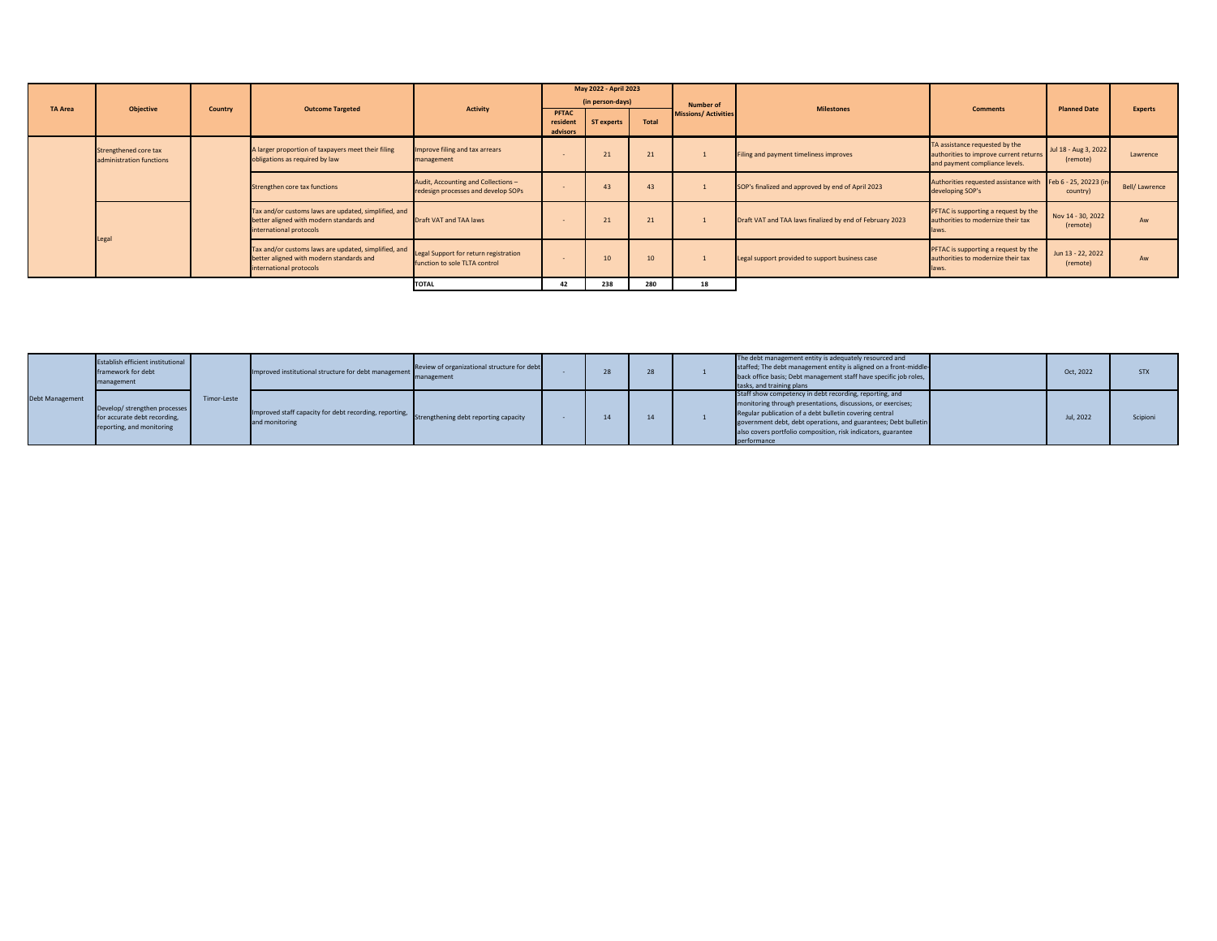| TA Area | Objective | Country | Outcome Targeted | Activity | May 2022 - April 2023 (in person-days) | | | Number of Missions/ Activities | Milestones | Comments | Planned Date | Experts |
|---|---|---|---|---|---|---|---|---|---|---|---|---|
| | | | | | PFTAC resident advisors | ST experts | Total | | | | | |
| | Strengthened core tax administration functions | | A larger proportion of taxpayers meet their filing obligations as required by law | Improve filing and tax arrears management | - | 21 | 21 | 1 | Filing and payment timeliness improves | TA assistance requested by the authorities to improve current returns and payment compliance levels. | Jul 18 - Aug 3, 2022 (remote) | Lawrence |
| | | | Strengthen core tax functions | Audit, Accounting and Collections – redesign processes and develop SOPs | - | 43 | 43 | 1 | SOP's finalized and approved by end of April 2023 | Authorities requested assistance with developing SOP's | Feb 6 - 25, 20223 (in-country) | Bell/ Lawrence |
| | Legal | | Tax and/or customs laws are updated, simplified, and better aligned with modern standards and international protocols | Draft VAT and TAA laws | - | 21 | 21 | 1 | Draft VAT and TAA laws finalized by end of February 2023 | PFTAC is supporting a request by the authorities to modernize their tax laws. | Nov 14 - 30, 2022 (remote) | Aw |
| | | | Tax and/or customs laws are updated, simplified, and better aligned with modern standards and international protocols | Legal Support for return registration function to sole TLTA control | - | 10 | 10 | 1 | Legal support provided to support business case | PFTAC is supporting a request by the authorities to modernize their tax laws. | Jun 13 - 22, 2022 (remote) | Aw |
| | | | | TOTAL | 42 | 238 | 280 | 18 | | | | |

| | | | | | | | | | | | | |
|---|---|---|---|---|---|---|---|---|---|---|---|---|
| Debt Management | Establish efficient institutional framework for debt management | Timor-Leste | Improved institutional structure for debt management | Review of organizational structure for debt management | - | 28 | 28 | 1 | The debt management entity is adequately resourced and staffed; The debt management entity is aligned on a front-middle-back office basis; Debt management staff have specific job roles, tasks, and training plans | | Oct, 2022 | STX |
| | Develop/ strengthen processes for accurate debt recording, reporting, and monitoring | | Improved staff capacity for debt recording, reporting, and monitoring | Strengthening debt reporting capacity | - | 14 | 14 | 1 | Staff show competency in debt recording, reporting, and monitoring through presentations, discussions, or exercises; Regular publication of a debt bulletin covering central government debt, debt operations, and guarantees; Debt bulletin also covers portfolio composition, risk indicators, guarantee performance | | Jul, 2022 | Scipioni |